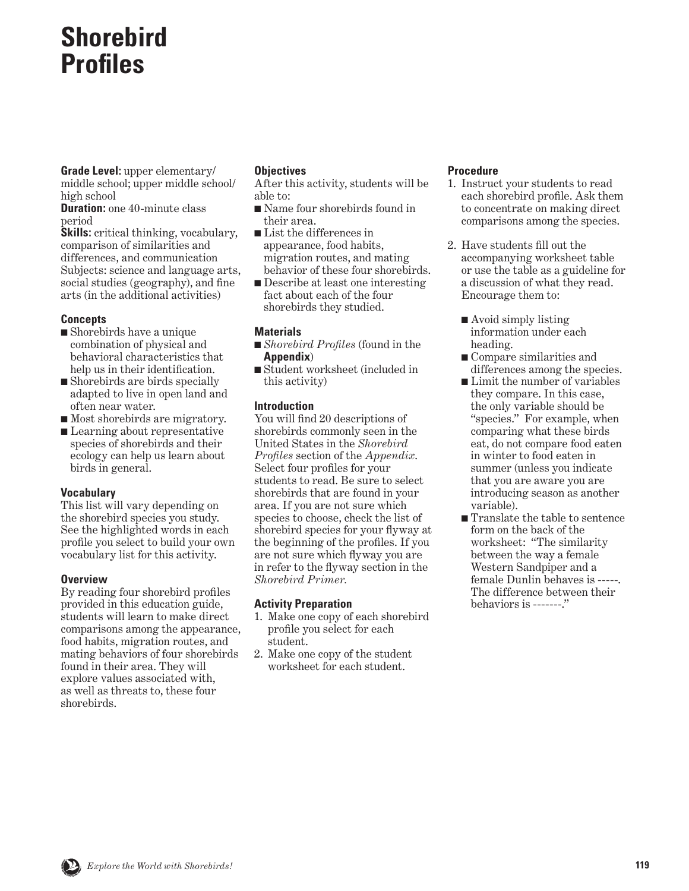# Shorebird Profiles

**Grade Level:** upper elementary/ middle school; upper middle school/ high school

**Duration:** one 40-minute class period

**Skills:** critical thinking, vocabulary, comparison of similarities and differences, and communication
Subjects: science and language arts, social studies (geography), and fine arts (in the additional activities)

### Concepts

- Shorebirds have a unique combination of physical and behavioral characteristics that help us in their identification.
- Shorebirds are birds specially adapted to live in open land and often near water.
- Most shorebirds are migratory.
- Learning about representative species of shorebirds and their ecology can help us learn about birds in general.

### Vocabulary

This list will vary depending on the shorebird species you study. See the highlighted words in each profile you select to build your own vocabulary list for this activity.

### Overview

By reading four shorebird profiles provided in this education guide, students will learn to make direct comparisons among the appearance, food habits, migration routes, and mating behaviors of four shorebirds found in their area. They will explore values associated with, as well as threats to, these four shorebirds.

### Objectives

After this activity, students will be able to:

- Name four shorebirds found in their area.
- List the differences in appearance, food habits, migration routes, and mating behavior of these four shorebirds.
- Describe at least one interesting fact about each of the four shorebirds they studied.

### Materials

- *Shorebird Profiles* (found in the **Appendix**)
- Student worksheet (included in this activity)

### Introduction

You will find 20 descriptions of shorebirds commonly seen in the United States in the *Shorebird Profiles* section of the *Appendix*. Select four profiles for your students to read. Be sure to select shorebirds that are found in your area. If you are not sure which species to choose, check the list of shorebird species for your flyway at the beginning of the profiles. If you are not sure which flyway you are in refer to the flyway section in the *Shorebird Primer.*

### Activity Preparation

1. Make one copy of each shorebird profile you select for each student.
2. Make one copy of the student worksheet for each student.

### Procedure

1. Instruct your students to read each shorebird profile. Ask them to concentrate on making direct comparisons among the species.
2. Have students fill out the accompanying worksheet table or use the table as a guideline for a discussion of what they read. Encourage them to:
   - Avoid simply listing information under each heading.
   - Compare similarities and differences among the species.
   - Limit the number of variables they compare. In this case, the only variable should be "species." For example, when comparing what these birds eat, do not compare food eaten in winter to food eaten in summer (unless you indicate that you are aware you are introducing season as another variable).
   - Translate the table to sentence form on the back of the worksheet: "The similarity between the way a female Western Sandpiper and a female Dunlin behaves is -----. The difference between their behaviors is -------."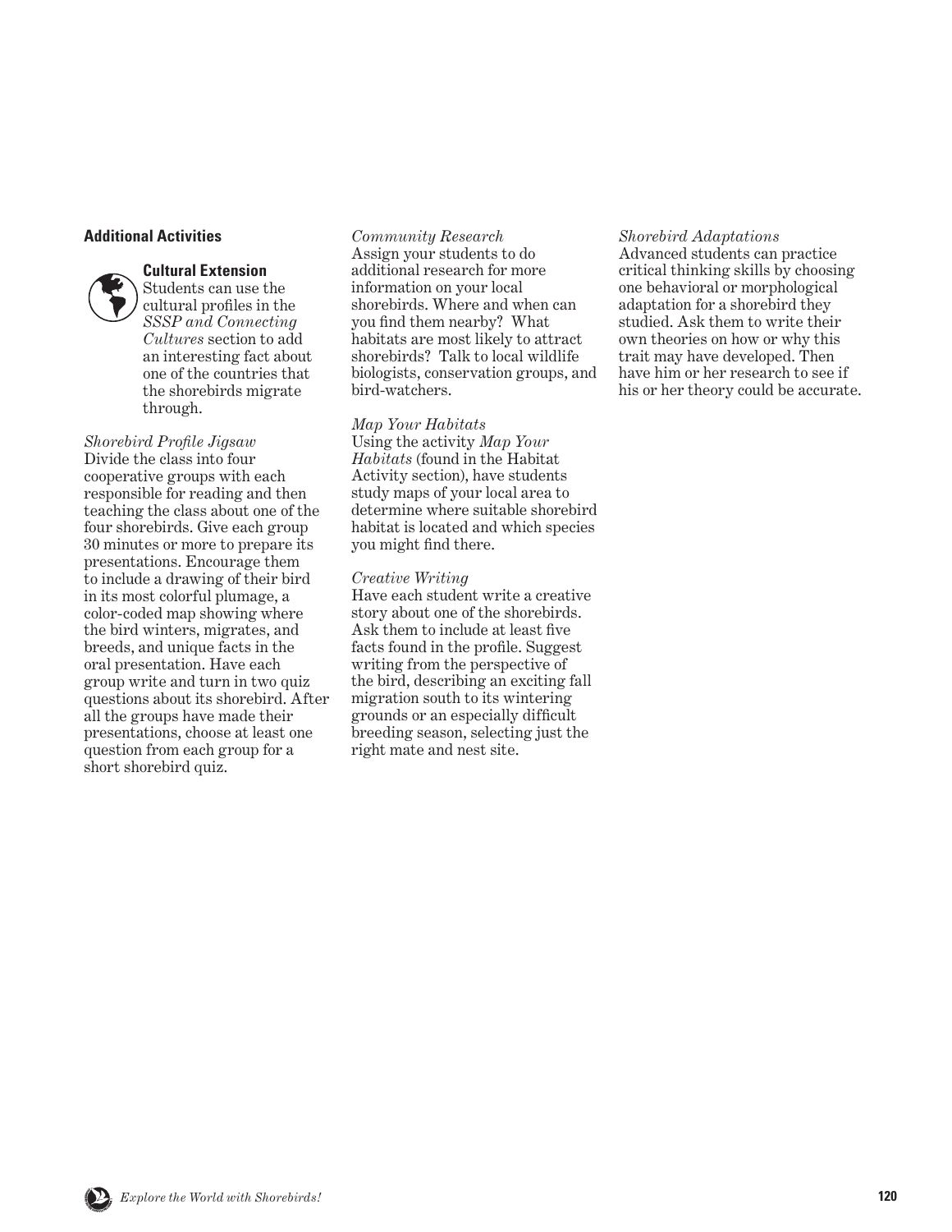### Additional Activities

**Cultural Extension**
Students can use the cultural profiles in the *SSSP and Connecting Cultures* section to add an interesting fact about one of the countries that the shorebirds migrate through.

*Shorebird Profile Jigsaw*
Divide the class into four cooperative groups with each responsible for reading and then teaching the class about one of the four shorebirds. Give each group 30 minutes or more to prepare its presentations. Encourage them to include a drawing of their bird in its most colorful plumage, a color-coded map showing where the bird winters, migrates, and breeds, and unique facts in the oral presentation. Have each group write and turn in two quiz questions about its shorebird. After all the groups have made their presentations, choose at least one question from each group for a short shorebird quiz.

*Community Research*
Assign your students to do additional research for more information on your local shorebirds. Where and when can you find them nearby? What habitats are most likely to attract shorebirds? Talk to local wildlife biologists, conservation groups, and bird-watchers.

*Map Your Habitats*
Using the activity *Map Your Habitats* (found in the Habitat Activity section), have students study maps of your local area to determine where suitable shorebird habitat is located and which species you might find there.

*Creative Writing*
Have each student write a creative story about one of the shorebirds. Ask them to include at least five facts found in the profile. Suggest writing from the perspective of the bird, describing an exciting fall migration south to its wintering grounds or an especially difficult breeding season, selecting just the right mate and nest site.

*Shorebird Adaptations*
Advanced students can practice critical thinking skills by choosing one behavioral or morphological adaptation for a shorebird they studied. Ask them to write their own theories on how or why this trait may have developed. Then have him or her research to see if his or her theory could be accurate.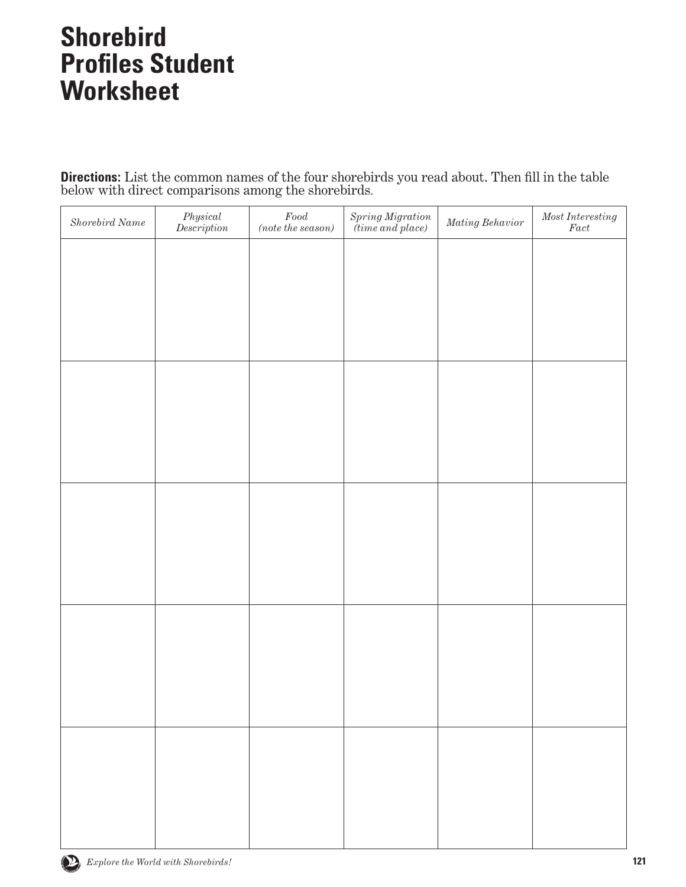# Shorebird Profiles Student Worksheet

**Directions:** List the common names of the four shorebirds you read about. Then fill in the table below with direct comparisons among the shorebirds.

| *Shorebird Name* | *Physical Description* | *Food (note the season)* | *Spring Migration (time and place)* | *Mating Behavior* | *Most Interesting Fact* |
|---|---|---|---|---|---|
| | | | | | |
| | | | | | |
| | | | | | |
| | | | | | |
| | | | | | |